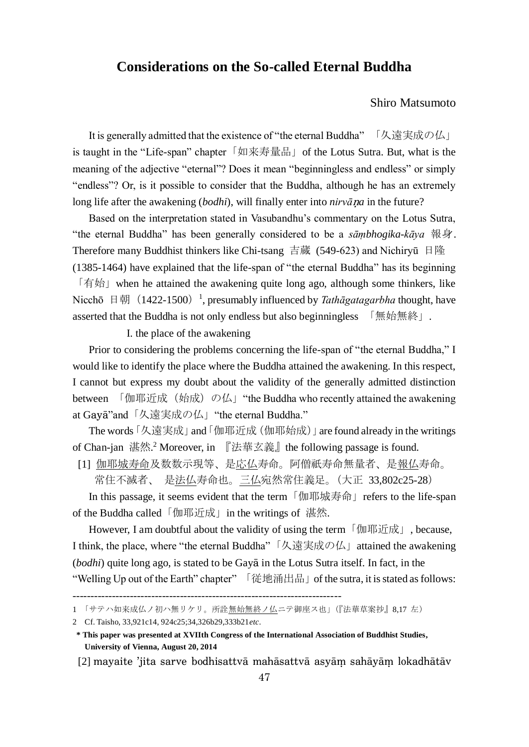# Considerations on the So-called Eternal Buddha

Shiro Matsumoto

It is generally admitted that the existence of "the eternal Buddha" 「久遠実成の仏」 is taught in the "Life-span" chapter「如来寿量品」of the Lotus Sutra. But, what is the meaning of the adjective "eternal"? Does it mean "beginningless and endless" or simply "endless"? Or, is it possible to consider that the Buddha, although he has an extremely long life after the awakening (*bodhi*), will finally enter into *nirvāṇa* in the future?

Based on the interpretation stated in Vasubandhu's commentary on the Lotus Sutra, "the eternal Buddha" has been generally considered to be a *sāṃbhogika-kāya* 報身. Therefore many Buddhist thinkers like Chi-tsang 吉蔵 (549-623) and Nichiryū 日隆 (1385-1464) have explained that the life-span of "the eternal Buddha" has its beginning「有始」when he attained the awakening quite long ago, although some thinkers, like Nicchō 日朝（1422-1500）[1], presumably influenced by *Tathāgatagarbha* thought, have asserted that the Buddha is not only endless but also beginningless 「無始無終」.

I. the place of the awakening

Prior to considering the problems concerning the life-span of "the eternal Buddha," I would like to identify the place where the Buddha attained the awakening. In this respect, I cannot but express my doubt about the validity of the generally admitted distinction between 「伽耶近成（始成）の仏」"the Buddha who recently attained the awakening at Gayā"and「久遠実成の仏」"the eternal Buddha."

The words「久遠実成」and「伽耶近成（伽耶始成）」are found already in the writings of Chan-jan 湛然.[2] Moreover, in 『法華玄義』the following passage is found.

[1] 伽耶城寿命及数数示現等、是応仏寿命。阿僧祇寿命無量者、是報仏寿命。常住不滅者、 是法仏寿命也。三仏宛然常住義足。（大正 33,802c25-28）

In this passage, it seems evident that the term「伽耶城寿命」refers to the life-span of the Buddha called「伽耶近成」in the writings of 湛然.

However, I am doubtful about the validity of using the term「伽耶近成」, because, I think, the place, where "the eternal Buddha"「久遠実成の仏」attained the awakening (*bodhi*) quite long ago, is stated to be Gayā in the Lotus Sutra itself. In fact, in the "Welling Up out of the Earth" chapter" 「従地涌出品」of the sutra, it is stated as follows:

[2] mayaite 'jita sarve bodhisattvā mahāsattvā asyāṃ sahāyāṃ lokadhātāv

---

1 「サテハ如来成仏ノ初ハ無リケリ。所詮無始無終ノ仏ニテ御座ス也」（『法華草案抄』8,17 左）

2 Cf. Taisho, 33,921c14, 924c25;34,326b29,333b21*etc*.

**\* This paper was presented at XVIIth Congress of the International Association of Buddhist Studies, University of Vienna, August 20, 2014**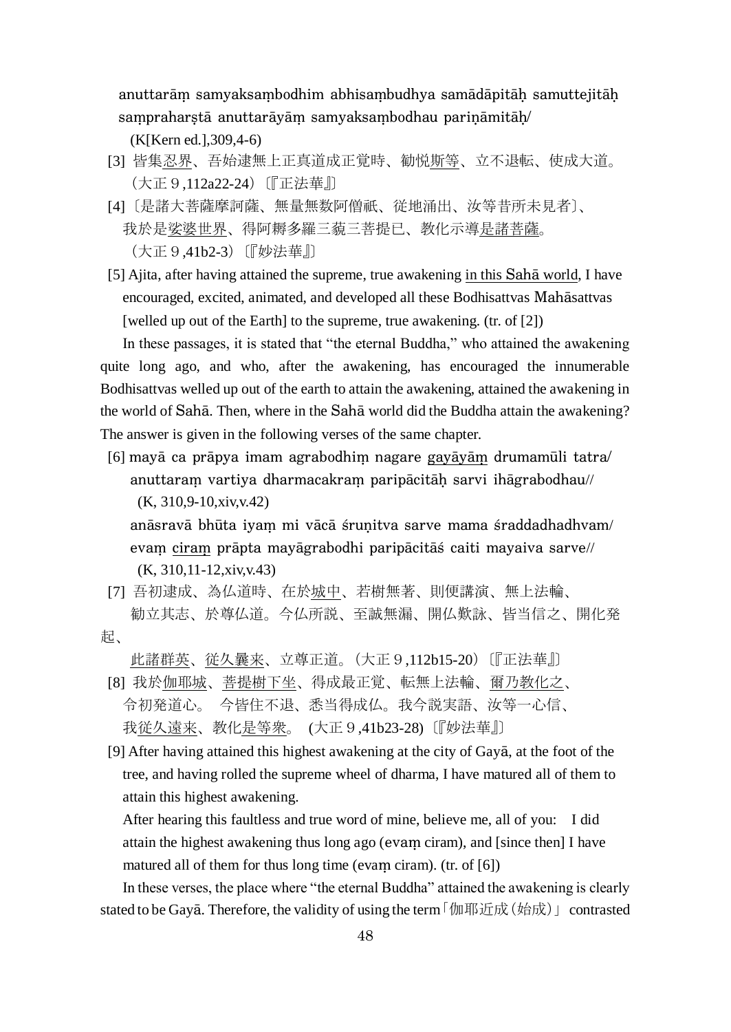anuttarāṃ samyaksaṃbodhim abhisaṃbudhya samādāpitāḥ samuttejitāḥ saṃpraharṣtā anuttarāyāṃ samyaksaṃbodhau pariṇāmitāḥ/

(K[Kern ed.],309,4-6)

[3] 皆集忍界、吾始逮無上正真道成正覚時、勧悦斯等、立不退転、使成大道。（大正９,112a22-24）〔『正法華』〕

[4]〔是諸大菩薩摩訶薩、無量無数阿僧祇、従地涌出、汝等昔所未見者〕、我於是娑婆世界、得阿耨多羅三藐三菩提已、教化示導是諸菩薩。（大正９,41b2-3）〔『妙法華』〕

[5] Ajita, after having attained the supreme, true awakening in this Sahā world, I have encouraged, excited, animated, and developed all these Bodhisattvas Mahāsattvas [welled up out of the Earth] to the supreme, true awakening. (tr. of [2])

In these passages, it is stated that "the eternal Buddha," who attained the awakening quite long ago, and who, after the awakening, has encouraged the innumerable Bodhisattvas welled up out of the earth to attain the awakening, attained the awakening in the world of Sahā. Then, where in the Sahā world did the Buddha attain the awakening? The answer is given in the following verses of the same chapter.

[6] mayā ca prāpya imam agrabodhiṃ nagare gayāyāṃ drumamūli tatra/ anuttaraṃ vartiya dharmacakraṃ paripācitāḥ sarvi ihāgrabodhau//

(K, 310,9-10,xiv,v.42)

anāsravā bhūta iyaṃ mi vācā śruṇitva sarve mama śraddadhadhvam/ evaṃ ciraṃ prāpta mayāgrabodhi paripācitāś caiti mayaiva sarve//

(K, 310,11-12,xiv,v.43)

[7] 吾初逮成、為仏道時、在於城中、若樹無著、則便講演、無上法輪、勧立其志、於尊仏道。今仏所説、至誠無漏、開仏歎詠、皆当信之、開化発起、

此諸群英、従久曩来、立尊正道。（大正９,112b15-20）〔『正法華』〕

[8] 我於伽耶城、菩提樹下坐、得成最正覚、転無上法輪、爾乃教化之、令初発道心。　今皆住不退、悉当得成仏。我今説実語、汝等一心信、我従久遠来、教化是等衆。 (大正９,41b23-28)〔『妙法華』〕

[9] After having attained this highest awakening at the city of Gayā, at the foot of the tree, and having rolled the supreme wheel of dharma, I have matured all of them to attain this highest awakening.

After hearing this faultless and true word of mine, believe me, all of you: I did attain the highest awakening thus long ago (evaṃ ciram), and [since then] I have matured all of them for thus long time (evaṃ ciram). (tr. of [6])

In these verses, the place where "the eternal Buddha" attained the awakening is clearly stated to be Gayā. Therefore, the validity of using the term「伽耶近成（始成）」 contrasted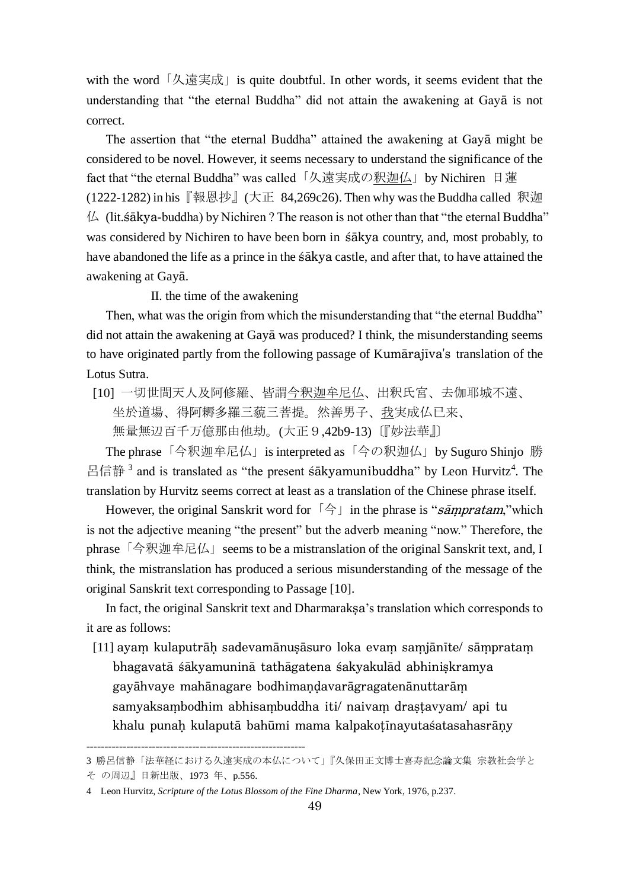with the word「久遠実成」is quite doubtful. In other words, it seems evident that the understanding that "the eternal Buddha" did not attain the awakening at Gayā is not correct.

The assertion that "the eternal Buddha" attained the awakening at Gayā might be considered to be novel. However, it seems necessary to understand the significance of the fact that "the eternal Buddha" was called「久遠実成の<u>釈迦仏</u>」by Nichiren 日蓮 (1222-1282) in his『報恩抄』(大正 84,269c26). Then why was the Buddha called 釈迦仏 (lit.śākya-buddha) by Nichiren ? The reason is not other than that "the eternal Buddha" was considered by Nichiren to have been born in śākya country, and, most probably, to have abandoned the life as a prince in the śākya castle, and after that, to have attained the awakening at Gayā.

## II. the time of the awakening

Then, what was the origin from which the misunderstanding that "the eternal Buddha" did not attain the awakening at Gayā was produced? I think, the misunderstanding seems to have originated partly from the following passage of Kumārajīva's translation of the Lotus Sutra.

[10] 一切世間天人及阿修羅、皆謂<u>今釈迦牟尼仏</u>、出釈氏宮、去伽耶城不遠、坐於道場、得阿耨多羅三藐三菩提。然善男子、<u>我</u>実成仏已来、無量無辺百千万億那由他劫。(大正９,42b9-13)〔『妙法華』〕

The phrase「今釈迦牟尼仏」is interpreted as「今の釈迦仏」by Suguro Shinjo 勝呂信静[3] and is translated as "the present śākyamunibuddha" by Leon Hurvitz[4]. The translation by Hurvitz seems correct at least as a translation of the Chinese phrase itself.

However, the original Sanskrit word for「今」in the phrase is "*sāṃpratam*,"which is not the adjective meaning "the present" but the adverb meaning "now." Therefore, the phrase「今釈迦牟尼仏」seems to be a mistranslation of the original Sanskrit text, and, I think, the mistranslation has produced a serious misunderstanding of the message of the original Sanskrit text corresponding to Passage [10].

In fact, the original Sanskrit text and Dharmarakṣa's translation which corresponds to it are as follows:

[11] ayaṃ kulaputrāḥ sadevamānuṣāsuro loka evaṃ saṃjānīte/ sāṃprataṃ bhagavatā śākyamuninā tathāgatena śakyakulād abhiniṣkramya gayāhvaye mahānagare bodhimaṇḍavarāgragatenānuttarāṃ samyaksaṃbodhim abhisaṃbuddha iti/ naivaṃ draṣṭavyam/ api tu khalu punaḥ kulaputā bahūmi mama kalpakoṭīnayutaśatasahasrāṇy

---

3 勝呂信静「法華経における久遠実成の本仏について」『久保田正文博士喜寿記念論文集 宗教社会学と その周辺』日新出版、1973 年、p.556.

4 Leon Hurvitz, *Scripture of the Lotus Blossom of the Fine Dharma*, New York, 1976, p.237.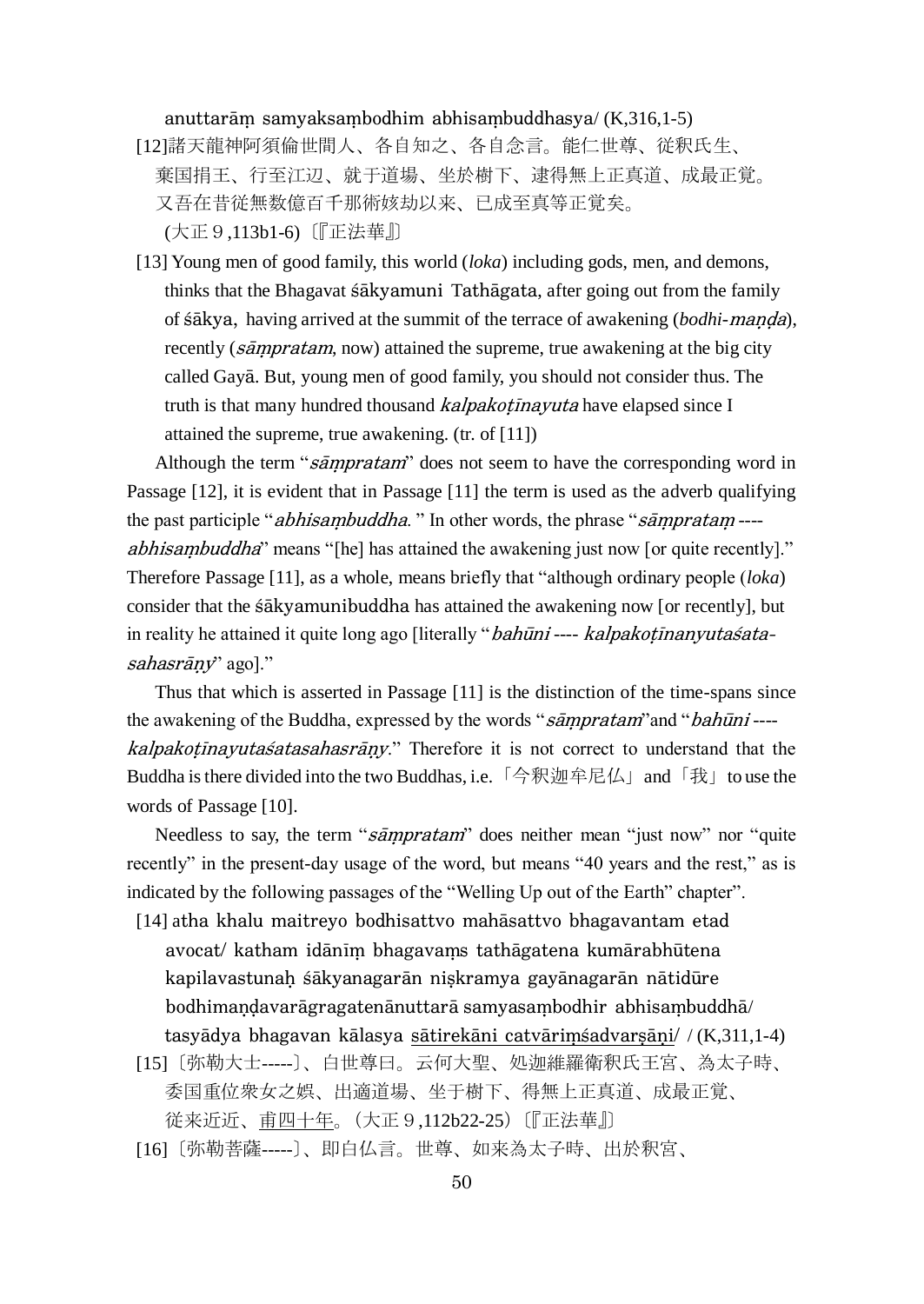anuttarāṃ samyaksaṃbodhim abhisaṃbuddhasya/ (K,316,1-5)

[12]諸天龍神阿須倫世間人、各自知之、各自念言。能仁世尊、従釈氏生、棄国捐王、行至江辺、就于道場、坐於樹下、逮得無上正真道、成最正覚。又吾在昔従無数億百千那術姟劫以来、已成至真等正覚矣。(大正９,113b1-6)〔『正法華』〕

[13] Young men of good family, this world (*loka*) including gods, men, and demons, thinks that the Bhagavat śākyamuni Tathāgata, after going out from the family of śākya, having arrived at the summit of the terrace of awakening (*bodhi-maṇḍa*), recently (*sāṃpratam*, now) attained the supreme, true awakening at the big city called Gayā. But, young men of good family, you should not consider thus. The truth is that many hundred thousand *kalpakoṭīnayuta* have elapsed since I attained the supreme, true awakening. (tr. of [11])

Although the term "*sāṃpratam*" does not seem to have the corresponding word in Passage [12], it is evident that in Passage [11] the term is used as the adverb qualifying the past participle "*abhisaṃbuddha.* " In other words, the phrase "*sāṃprataṃ ---- abhisaṃbuddha*" means "[he] has attained the awakening just now [or quite recently]." Therefore Passage [11], as a whole, means briefly that "although ordinary people (*loka*) consider that the śākyamunibuddha has attained the awakening now [or recently], but in reality he attained it quite long ago [literally "*bahūni ---- kalpakoṭīnanyutaśata-sahasrāṇy*" ago]."

Thus that which is asserted in Passage [11] is the distinction of the time-spans since the awakening of the Buddha, expressed by the words "*sāṃpratam*"and "*bahūni ---- kalpakoṭīnayutaśatasahasrāṇy*." Therefore it is not correct to understand that the Buddha is there divided into the two Buddhas, i.e.「今釈迦牟尼仏」and「我」to use the words of Passage [10].

Needless to say, the term "*sāṃpratam*" does neither mean "just now" nor "quite recently" in the present-day usage of the word, but means "40 years and the rest," as is indicated by the following passages of the "Welling Up out of the Earth" chapter".

[14] atha khalu maitreyo bodhisattvo mahāsattvo bhagavantam etad avocat/ katham idānīṃ bhagavaṃs tathāgatena kumārabhūtena kapilavastunaḥ śākyanagarān niṣkramya gayānagarān nātidūre bodhimaṇḍavarāgragatenānuttarā samyasaṃbodhir abhisaṃbuddhā/ tasyādya bhagavan kālasya <u>sātirekāni catvāriṃśadvarṣāṇi</u>/ / (K,311,1-4)

[15]〔弥勒大士-----〕、白世尊曰。云何大聖、処迦維羅衛釈氏王宮、為太子時、委国重位衆女之娯、出適道場、坐于樹下、得無上正真道、成最正覚、従来近近、<u>甫四十年</u>。(大正９,112b22-25)〔『正法華』〕

[16]〔弥勒菩薩-----〕、即白仏言。世尊、如来為太子時、出於釈宮、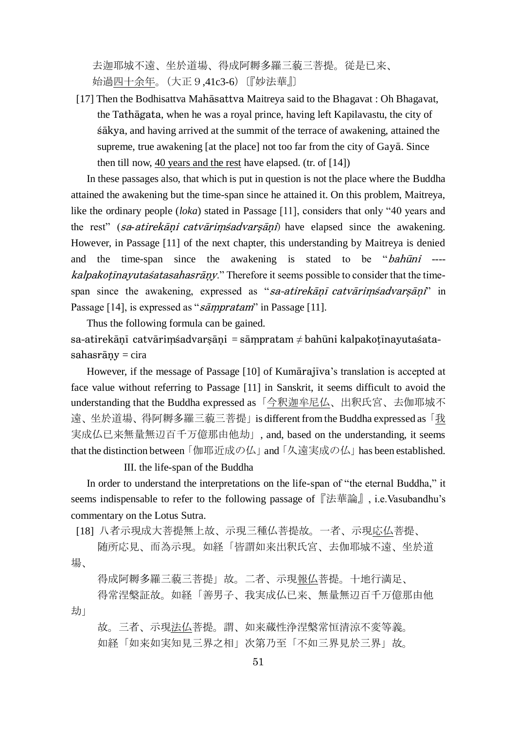去迦耶城不遠、坐於道場、得成阿耨多羅三藐三菩提。従是已来、
始過<u>四十余年</u>。（大正９,41c3-6）〔『妙法華』〕

[17] Then the Bodhisattva Mahāsattva Maitreya said to the Bhagavat : Oh Bhagavat, the Tathāgata, when he was a royal prince, having left Kapilavastu, the city of śākya, and having arrived at the summit of the terrace of awakening, attained the supreme, true awakening [at the place] not too far from the city of Gayā. Since then till now, <u>40 years and the rest</u> have elapsed. (tr. of [14])

In these passages also, that which is put in question is not the place where the Buddha attained the awakening but the time-span since he attained it. On this problem, Maitreya, like the ordinary people (*loka*) stated in Passage [11], considers that only "40 years and the rest" (*sa-atirekāṇi catvāriṃśadvarṣāṇi*) have elapsed since the awakening. However, in Passage [11] of the next chapter, this understanding by Maitreya is denied and the time-span since the awakening is stated to be "*bahūni ---- kalpakoṭīnayutaśatasahasrāṇy*." Therefore it seems possible to consider that the time-span since the awakening, expressed as "*sa-atirekāṇī catvāriṃśadvarṣāṇi*" in Passage [14], is expressed as "*sāṃpratam*" in Passage [11].

Thus the following formula can be gained.

sa-atirekāṇī catvāriṃśadvarṣāṇi = sāṃpratam ≠ bahūni kalpakoṭīnayutaśata-sahasrāṇy = cira

However, if the message of Passage [10] of Kumārajīva's translation is accepted at face value without referring to Passage [11] in Sanskrit, it seems difficult to avoid the understanding that the Buddha expressed as「<u>今釈迦牟尼仏</u>、出釈氏宮、去伽耶城不遠、坐於道場、得阿耨多羅三藐三菩提」is different from the Buddha expressed as「<u>我</u>実成仏已来無量無辺百千万億那由他劫」, and, based on the understanding, it seems that the distinction between「伽耶近成の仏」and「久遠実成の仏」has been established.

### III. the life-span of the Buddha

In order to understand the interpretations on the life-span of "the eternal Buddha," it seems indispensable to refer to the following passage of『法華論』, i.e.Vasubandhu's commentary on the Lotus Sutra.

[18] 八者示現成大菩提無上故、示現三種仏菩提故。一者、示現<u>応仏</u>菩提、
随所応見、而為示現。如経「皆謂如来出釈氏宮、去伽耶城不遠、坐於道場、
得成阿耨多羅三藐三菩提」故。二者、示現<u>報仏</u>菩提。十地行満足、
得常涅槃証故。如経「善男子、我実成仏已来、無量無辺百千万億那由他劫」
故。三者、示現<u>法仏</u>菩提。謂、如来蔵性浄涅槃常恒清涼不変等義。
如経「如来如実知見三界之相」次第乃至「不如三界見於三界」故。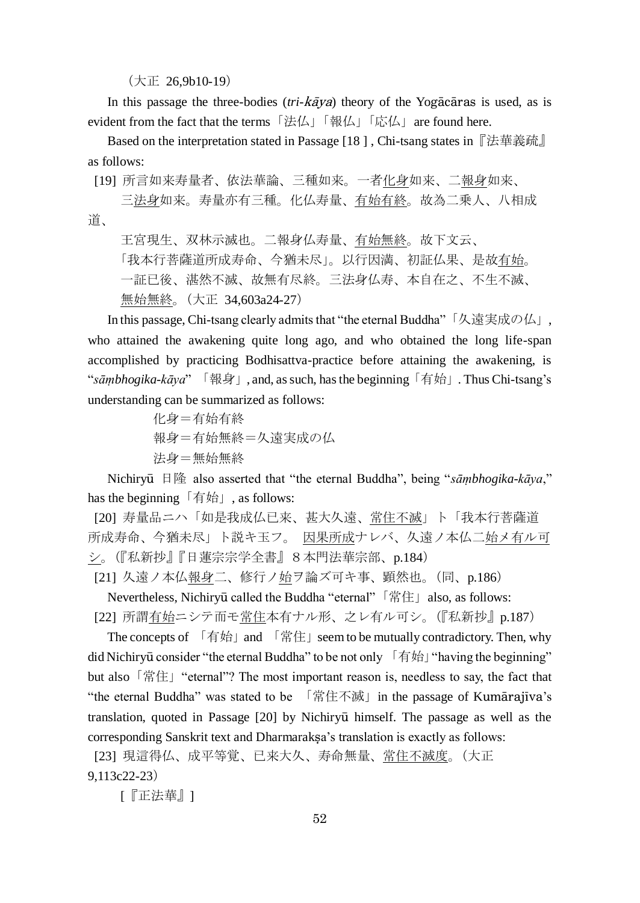（大正 26,9b10-19）

In this passage the three-bodies (*tri-kāya*) theory of the Yogācāras is used, as is evident from the fact that the terms「法仏」「報仏」「応仏」 are found here.

Based on the interpretation stated in Passage [18 ] , Chi-tsang states in『法華義疏』 as follows:

[19] 所言如来寿量者、依法華論、三種如来。一者化身如来、二報身如来、三法身如来。寿量亦有三種。化仏寿量、有始有終。故為二乗人、八相成道、王宮現生、双林示滅也。二報身仏寿量、有始無終。故下文云、「我本行菩薩道所成寿命、今猶未尽」。以行因満、初証仏果、是故有始。一証已後、湛然不滅、故無有尽終。三法身仏寿、本自在之、不生不滅、無始無終。（大正 34,603a24-27）

In this passage, Chi-tsang clearly admits that "the eternal Buddha"「久遠実成の仏」, who attained the awakening quite long ago, and who obtained the long life-span accomplished by practicing Bodhisattva-practice before attaining the awakening, is "*sāṃbhogika-kāya*" 「報身」, and, as such, has the beginning「有始」. Thus Chi-tsang's understanding can be summarized as follows:

化身＝有始有終
報身＝有始無終＝久遠実成の仏
法身＝無始無終

Nichiryū 日隆 also asserted that "the eternal Buddha", being "*sāṃbhogika-kāya*," has the beginning「有始」, as follows:

[20] 寿量品ニハ「如是我成仏已来、甚大久遠、常住不滅」ト「我本行菩薩道所成寿命、今猶未尽」ト説キ玉フ。 因果所成ナレバ、久遠ノ本仏ニ始メ有ル可シ。(『私新抄』『日蓮宗宗学全書』 8 本門法華宗部、p.184)

[21] 久遠ノ本仏報身ニ、修行ノ始ヲ論ズ可キ事、顕然也。(同、p.186)

Nevertheless, Nichiryū called the Buddha "eternal"「常住」also, as follows:

[22] 所謂有始ニシテ而モ常住本有ナル形、之レ有ル可シ。(『私新抄』p.187)

The concepts of 「有始」and 「常住」seem to be mutually contradictory. Then, why did Nichiryū consider "the eternal Buddha" to be not only 「有始」"having the beginning" but also「常住」"eternal"? The most important reason is, needless to say, the fact that "the eternal Buddha" was stated to be 「常住不滅」in the passage of Kumārajīva's translation, quoted in Passage [20] by Nichiryū himself. The passage as well as the corresponding Sanskrit text and Dharmarakṣa's translation is exactly as follows:

[23] 現這得仏、成平等覚、已来大久、寿命無量、常住不滅度。(大正 9,113c22-23)

[『正法華』]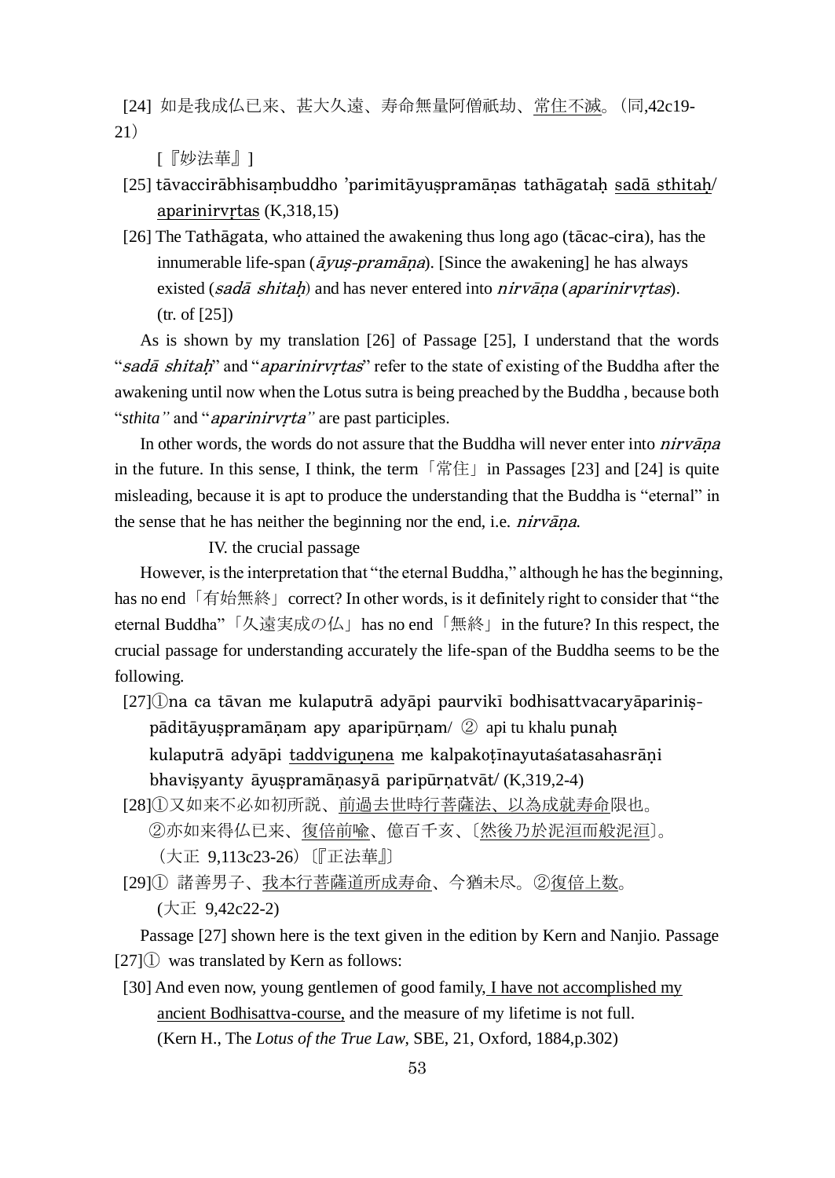[24] 如是我成仏已来、甚大久遠、寿命無量阿僧祇劫、<u>常住不滅</u>。(同,42c19-21)

[『妙法華』]

[25] tāvaccirābhisaṃbuddho 'parimitāyuṣpramāṇas tathāgataḥ <u>sadā sthitaḥ</u>/ <u>aparinirvṛtas</u> (K,318,15)

[26] The Tathāgata, who attained the awakening thus long ago (tācac-cira), has the innumerable life-span (*āyuṣ-pramāṇa*). [Since the awakening] he has always existed (*sadā shitaḥ*) and has never entered into *nirvāṇa* (*aparinirvṛtas*). (tr. of [25])

As is shown by my translation [26] of Passage [25], I understand that the words "*sadā shitaḥ*" and "*aparinirvṛtas*" refer to the state of existing of the Buddha after the awakening until now when the Lotus sutra is being preached by the Buddha , because both "*sthita"* and "*aparinirvṛta"* are past participles.

In other words, the words do not assure that the Buddha will never enter into *nirvāṇa* in the future. In this sense, I think, the term「常住」in Passages [23] and [24] is quite misleading, because it is apt to produce the understanding that the Buddha is "eternal" in the sense that he has neither the beginning nor the end, i.e. *nirvāṇa*.

## IV. the crucial passage

However, is the interpretation that "the eternal Buddha," although he has the beginning, has no end「有始無終」correct? In other words, is it definitely right to consider that "the eternal Buddha"「久遠実成の仏」has no end「無終」in the future? In this respect, the crucial passage for understanding accurately the life-span of the Buddha seems to be the following.

[27]①na ca tāvan me kulaputrā adyāpi paurvikī bodhisattvacaryāpariniṣpāditāyuṣpramāṇam apy aparipūrṇam/ ② api tu khalu punaḥ kulaputrā adyāpi <u>taddviguṇena</u> me kalpakoṭīnayutaśatasahasrāṇi bhaviṣyanty āyuṣpramāṇasyā paripūrṇatvāt/ (K,319,2-4)

[28]①又如来不必如初所説、<u>前過去世時行菩薩法、以為成就寿命</u>限也。②亦如来得仏已来、<u>復倍前喩</u>、億百千亥、〔<u>然後乃於泥洹而般泥洹</u>〕。(大正 9,113c23-26)〔『正法華』〕

[29]① 諸善男子、<u>我本行菩薩道所成寿命</u>、今猶未尽。②<u>復倍上数</u>。(大正 9,42c22-2)

Passage [27] shown here is the text given in the edition by Kern and Nanjio. Passage [27]① was translated by Kern as follows:

[30] And even now, young gentlemen of good family, <u>I have not accomplished my ancient Bodhisattva-course,</u> and the measure of my lifetime is not full. (Kern H., The *Lotus of the True Law*, SBE, 21, Oxford, 1884,p.302)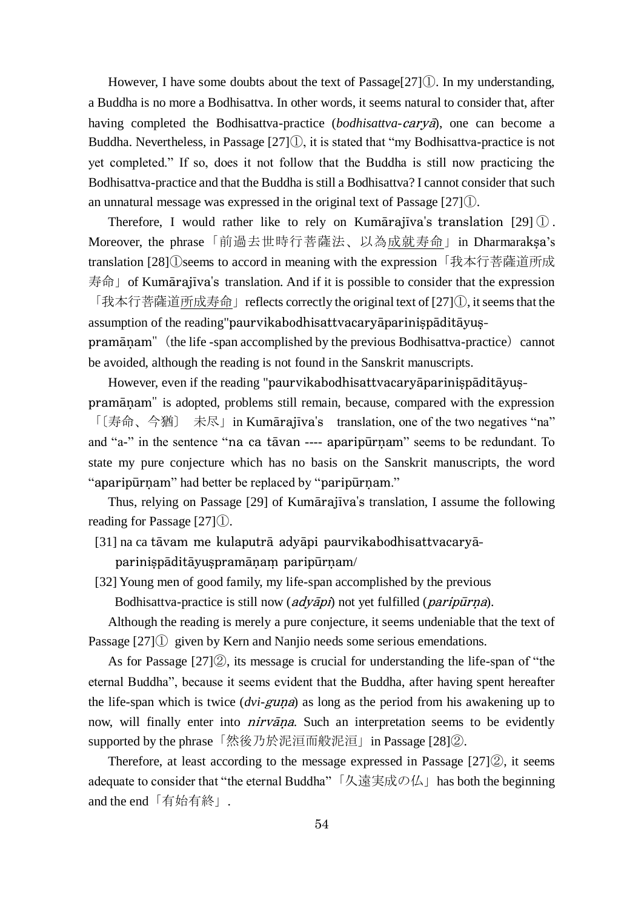However, I have some doubts about the text of Passage[27]①. In my understanding, a Buddha is no more a Bodhisattva. In other words, it seems natural to consider that, after having completed the Bodhisattva-practice (*bodhisattva-caryā*), one can become a Buddha. Nevertheless, in Passage [27]①, it is stated that "my Bodhisattva-practice is not yet completed." If so, does it not follow that the Buddha is still now practicing the Bodhisattva-practice and that the Buddha is still a Bodhisattva? I cannot consider that such an unnatural message was expressed in the original text of Passage [27]①.

Therefore, I would rather like to rely on Kumārajīva's translation [29]①. Moreover, the phrase「前過去世時行菩薩法、以為成就寿命」in Dharmarakṣa's translation [28]①seems to accord in meaning with the expression「我本行菩薩道所成寿命」of Kumārajīva's translation. And if it is possible to consider that the expression「我本行菩薩道所成寿命」reflects correctly the original text of [27]①, it seems that the assumption of the reading"paurvikabodhisattvacaryāpariniṣpāditāyuṣ-pramāṇam"（the life -span accomplished by the previous Bodhisattva-practice）cannot be avoided, although the reading is not found in the Sanskrit manuscripts.

However, even if the reading "paurvikabodhisattvacaryāpariniṣpāditāyuṣ-pramāṇam" is adopted, problems still remain, because, compared with the expression「〔寿命、今猶〕 未尽」in Kumārajīva's translation, one of the two negatives "na" and "a-" in the sentence "na ca tāvan ---- aparipūrṇam" seems to be redundant. To state my pure conjecture which has no basis on the Sanskrit manuscripts, the word "aparipūrṇam" had better be replaced by "paripūrṇam."

Thus, relying on Passage [29] of Kumārajīva's translation, I assume the following reading for Passage [27]①.

[31] na ca tāvam me kulaputrā adyāpi paurvikabodhisattvacaryā-pariniṣpāditāyuṣpramāṇaṃ paripūrṇam/

[32] Young men of good family, my life-span accomplished by the previous Bodhisattva-practice is still now (*adyāpi*) not yet fulfilled (*paripūrṇa*).

Although the reading is merely a pure conjecture, it seems undeniable that the text of Passage [27]① given by Kern and Nanjio needs some serious emendations.

As for Passage [27]②, its message is crucial for understanding the life-span of "the eternal Buddha", because it seems evident that the Buddha, after having spent hereafter the life-span which is twice (*dvi-guṇa*) as long as the period from his awakening up to now, will finally enter into *nirvāṇa*. Such an interpretation seems to be evidently supported by the phrase「然後乃於泥洹而般泥洹」in Passage [28]②.

Therefore, at least according to the message expressed in Passage [27]②, it seems adequate to consider that "the eternal Buddha"「久遠実成の仏」has both the beginning and the end「有始有終」.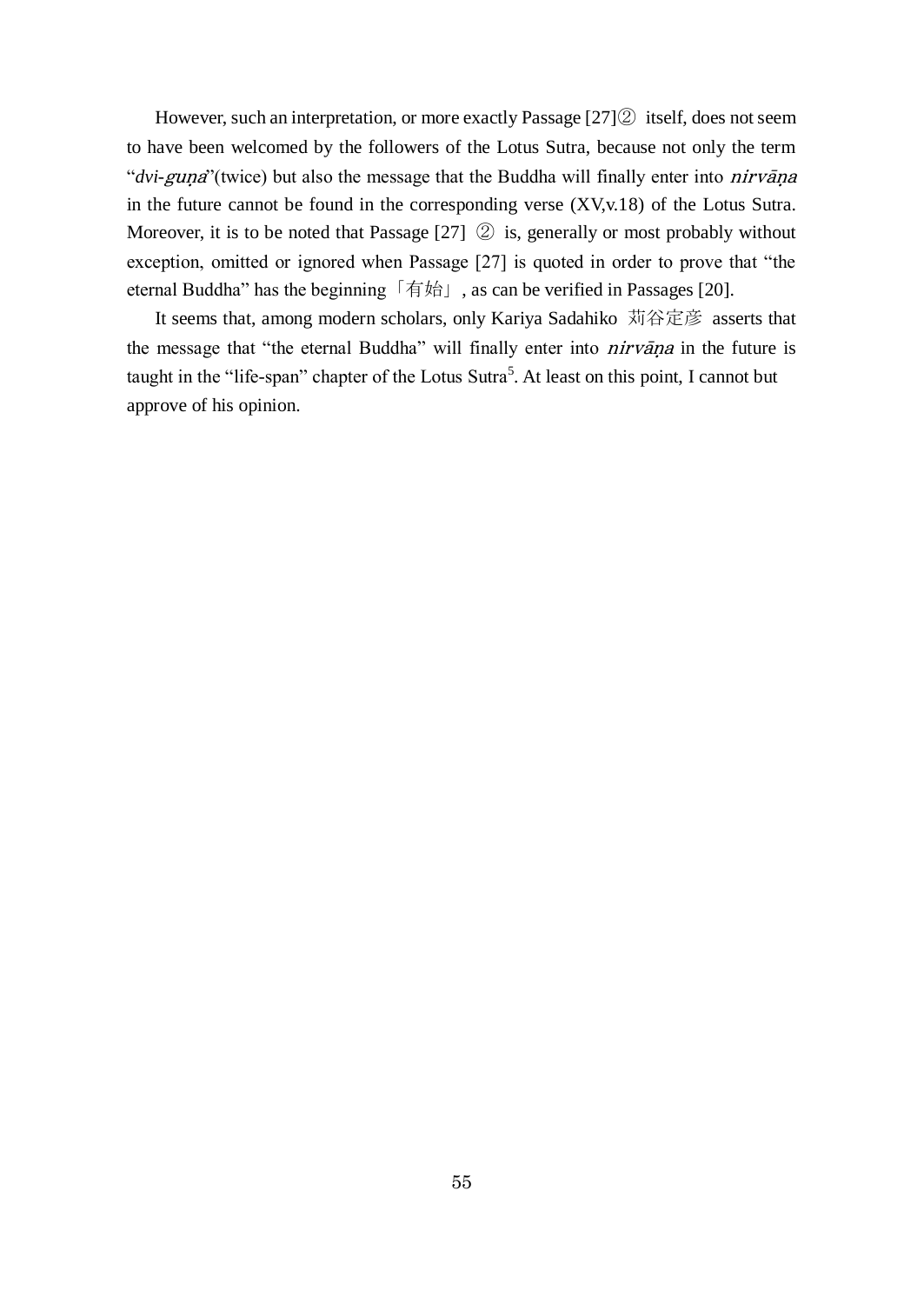However, such an interpretation, or more exactly Passage [27]② itself, does not seem to have been welcomed by the followers of the Lotus Sutra, because not only the term "*dvi-guṇa*"(twice) but also the message that the Buddha will finally enter into *nirvāṇa* in the future cannot be found in the corresponding verse (XV,v.18) of the Lotus Sutra. Moreover, it is to be noted that Passage [27] ② is, generally or most probably without exception, omitted or ignored when Passage [27] is quoted in order to prove that "the eternal Buddha" has the beginning「有始」, as can be verified in Passages [20].

It seems that, among modern scholars, only Kariya Sadahiko 苅谷定彦 asserts that the message that "the eternal Buddha" will finally enter into *nirvāṇa* in the future is taught in the "life-span" chapter of the Lotus Sutra[5]. At least on this point, I cannot but approve of his opinion.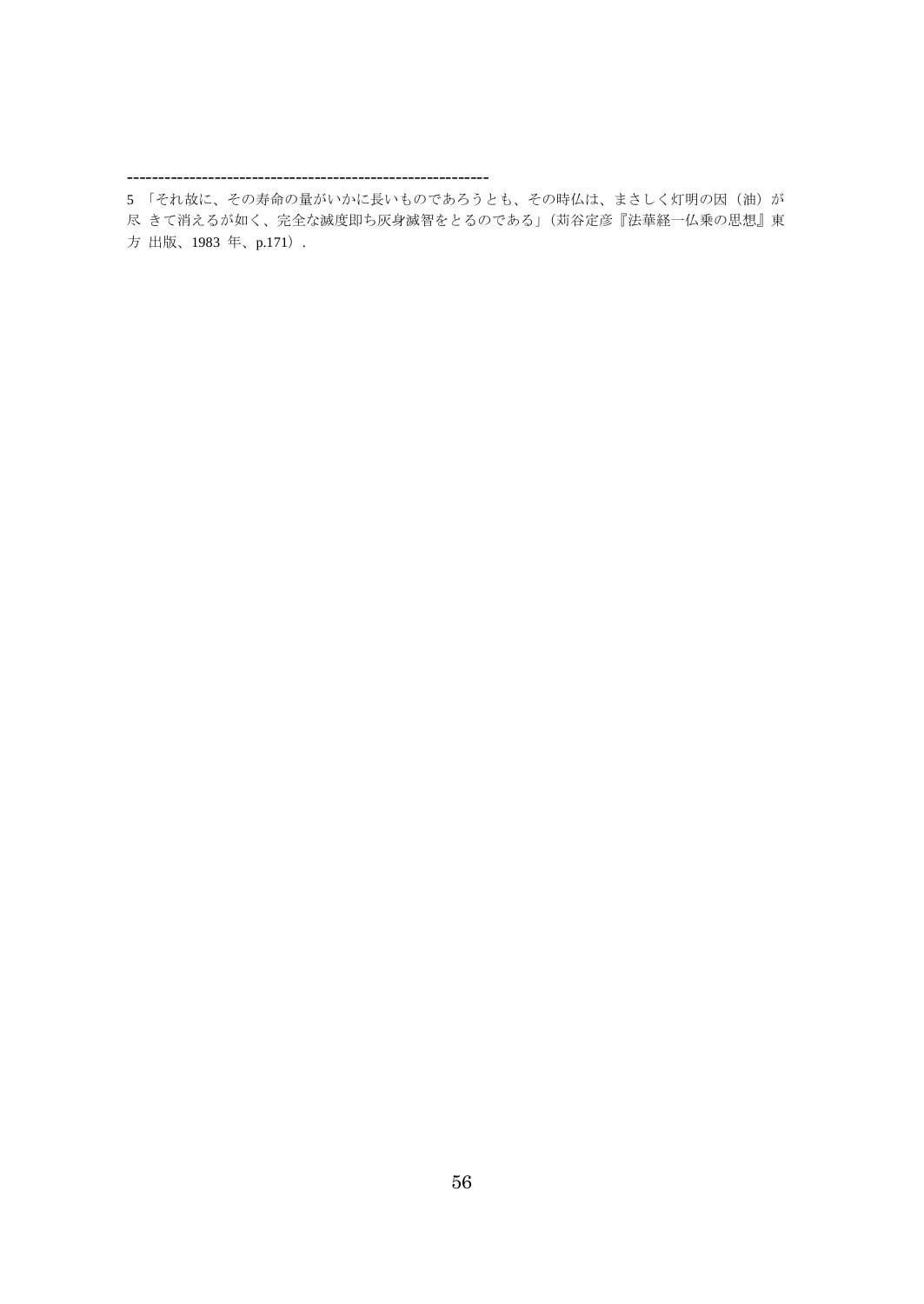5 「それ故に、その寿命の量がいかに長いものであろうとも、その時仏は、まさしく灯明の因（油）が尽きて消えるが如く、完全な滅度即ち灰身滅智をとるのである」（苅谷定彦『法華経一仏乗の思想』東方出版、1983 年、p.171）.